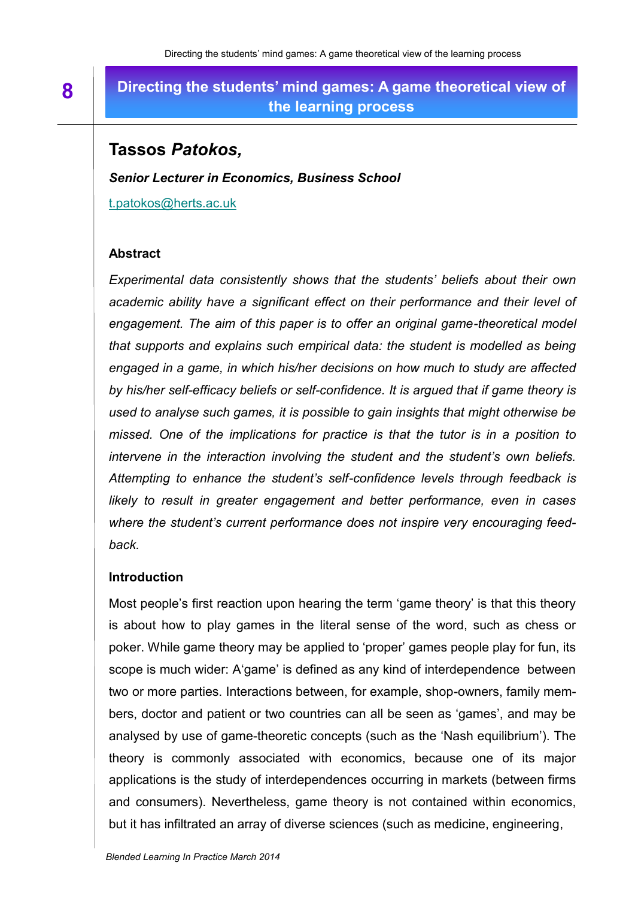# Directing the students' mind games: A game theoretical view of the learning process

## Tassos *Patokos*,

***Senior Lecturer in Economics, Business School***

t.patokos@herts.ac.uk

### Abstract

*Experimental data consistently shows that the students' beliefs about their own academic ability have a significant effect on their performance and their level of engagement. The aim of this paper is to offer an original game-theoretical model that supports and explains such empirical data: the student is modelled as being engaged in a game, in which his/her decisions on how much to study are affected by his/her self-efficacy beliefs or self-confidence. It is argued that if game theory is used to analyse such games, it is possible to gain insights that might otherwise be missed. One of the implications for practice is that the tutor is in a position to intervene in the interaction involving the student and the student's own beliefs. Attempting to enhance the student's self-confidence levels through feedback is likely to result in greater engagement and better performance, even in cases where the student's current performance does not inspire very encouraging feedback.*

### Introduction

Most people's first reaction upon hearing the term 'game theory' is that this theory is about how to play games in the literal sense of the word, such as chess or poker. While game theory may be applied to 'proper' games people play for fun, its scope is much wider: A'game' is defined as any kind of interdependence between two or more parties. Interactions between, for example, shop-owners, family members, doctor and patient or two countries can all be seen as 'games', and may be analysed by use of game-theoretic concepts (such as the 'Nash equilibrium'). The theory is commonly associated with economics, because one of its major applications is the study of interdependences occurring in markets (between firms and consumers). Nevertheless, game theory is not contained within economics, but it has infiltrated an array of diverse sciences (such as medicine, engineering,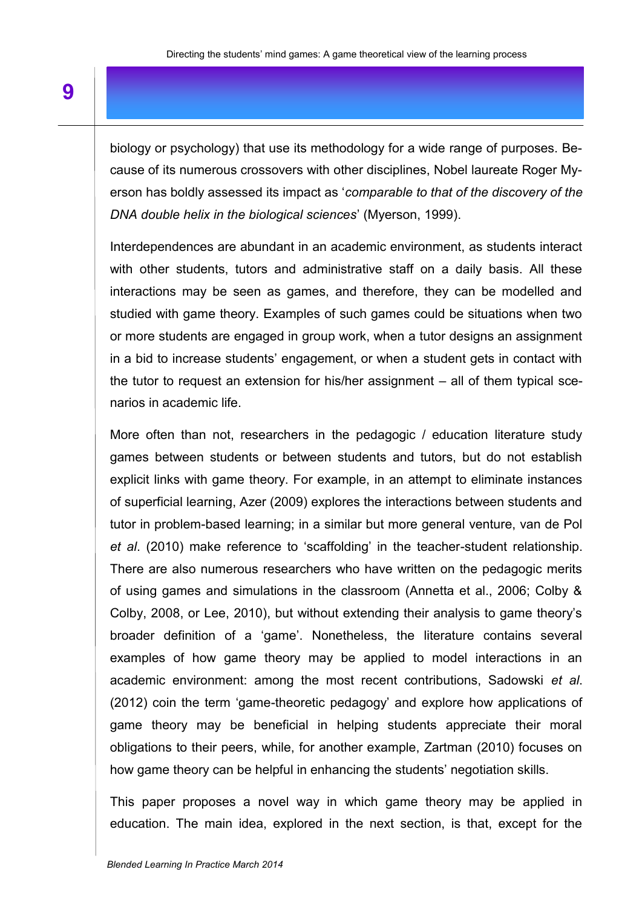biology or psychology) that use its methodology for a wide range of purposes. Because of its numerous crossovers with other disciplines, Nobel laureate Roger Myerson has boldly assessed its impact as '*comparable to that of the discovery of the DNA double helix in the biological sciences*' (Myerson, 1999).

Interdependences are abundant in an academic environment, as students interact with other students, tutors and administrative staff on a daily basis. All these interactions may be seen as games, and therefore, they can be modelled and studied with game theory. Examples of such games could be situations when two or more students are engaged in group work, when a tutor designs an assignment in a bid to increase students' engagement, or when a student gets in contact with the tutor to request an extension for his/her assignment – all of them typical scenarios in academic life.

More often than not, researchers in the pedagogic / education literature study games between students or between students and tutors, but do not establish explicit links with game theory. For example, in an attempt to eliminate instances of superficial learning, Azer (2009) explores the interactions between students and tutor in problem-based learning; in a similar but more general venture, van de Pol *et al*. (2010) make reference to 'scaffolding' in the teacher-student relationship. There are also numerous researchers who have written on the pedagogic merits of using games and simulations in the classroom (Annetta et al., 2006; Colby & Colby, 2008, or Lee, 2010), but without extending their analysis to game theory's broader definition of a 'game'. Nonetheless, the literature contains several examples of how game theory may be applied to model interactions in an academic environment: among the most recent contributions, Sadowski *et al*. (2012) coin the term 'game-theoretic pedagogy' and explore how applications of game theory may be beneficial in helping students appreciate their moral obligations to their peers, while, for another example, Zartman (2010) focuses on how game theory can be helpful in enhancing the students' negotiation skills.

This paper proposes a novel way in which game theory may be applied in education. The main idea, explored in the next section, is that, except for the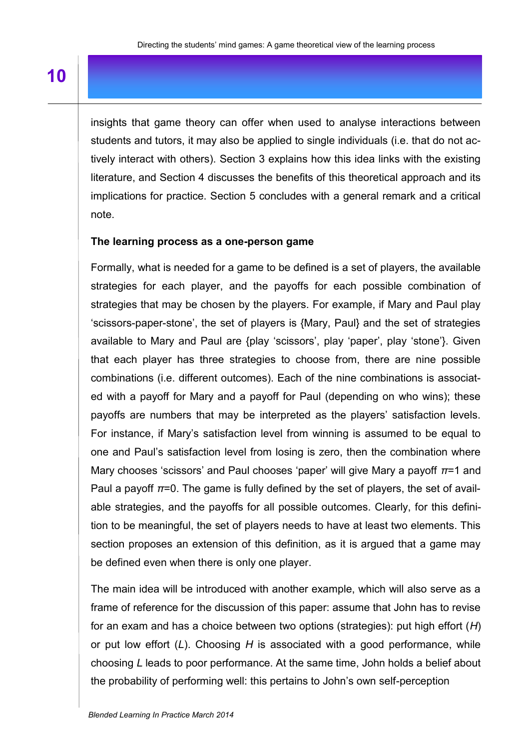insights that game theory can offer when used to analyse interactions between students and tutors, it may also be applied to single individuals (i.e. that do not actively interact with others). Section 3 explains how this idea links with the existing literature, and Section 4 discusses the benefits of this theoretical approach and its implications for practice. Section 5 concludes with a general remark and a critical note.

**The learning process as a one-person game**

Formally, what is needed for a game to be defined is a set of players, the available strategies for each player, and the payoffs for each possible combination of strategies that may be chosen by the players. For example, if Mary and Paul play 'scissors-paper-stone', the set of players is {Mary, Paul} and the set of strategies available to Mary and Paul are {play 'scissors', play 'paper', play 'stone'}. Given that each player has three strategies to choose from, there are nine possible combinations (i.e. different outcomes). Each of the nine combinations is associated with a payoff for Mary and a payoff for Paul (depending on who wins); these payoffs are numbers that may be interpreted as the players' satisfaction levels. For instance, if Mary's satisfaction level from winning is assumed to be equal to one and Paul's satisfaction level from losing is zero, then the combination where Mary chooses 'scissors' and Paul chooses 'paper' will give Mary a payoff $\pi$=1 and Paul a payoff $\pi$=0. The game is fully defined by the set of players, the set of available strategies, and the payoffs for all possible outcomes. Clearly, for this definition to be meaningful, the set of players needs to have at least two elements. This section proposes an extension of this definition, as it is argued that a game may be defined even when there is only one player.

The main idea will be introduced with another example, which will also serve as a frame of reference for the discussion of this paper: assume that John has to revise for an exam and has a choice between two options (strategies): put high effort ($H$) or put low effort ($L$). Choosing $H$ is associated with a good performance, while choosing $L$ leads to poor performance. At the same time, John holds a belief about the probability of performing well: this pertains to John's own self-perception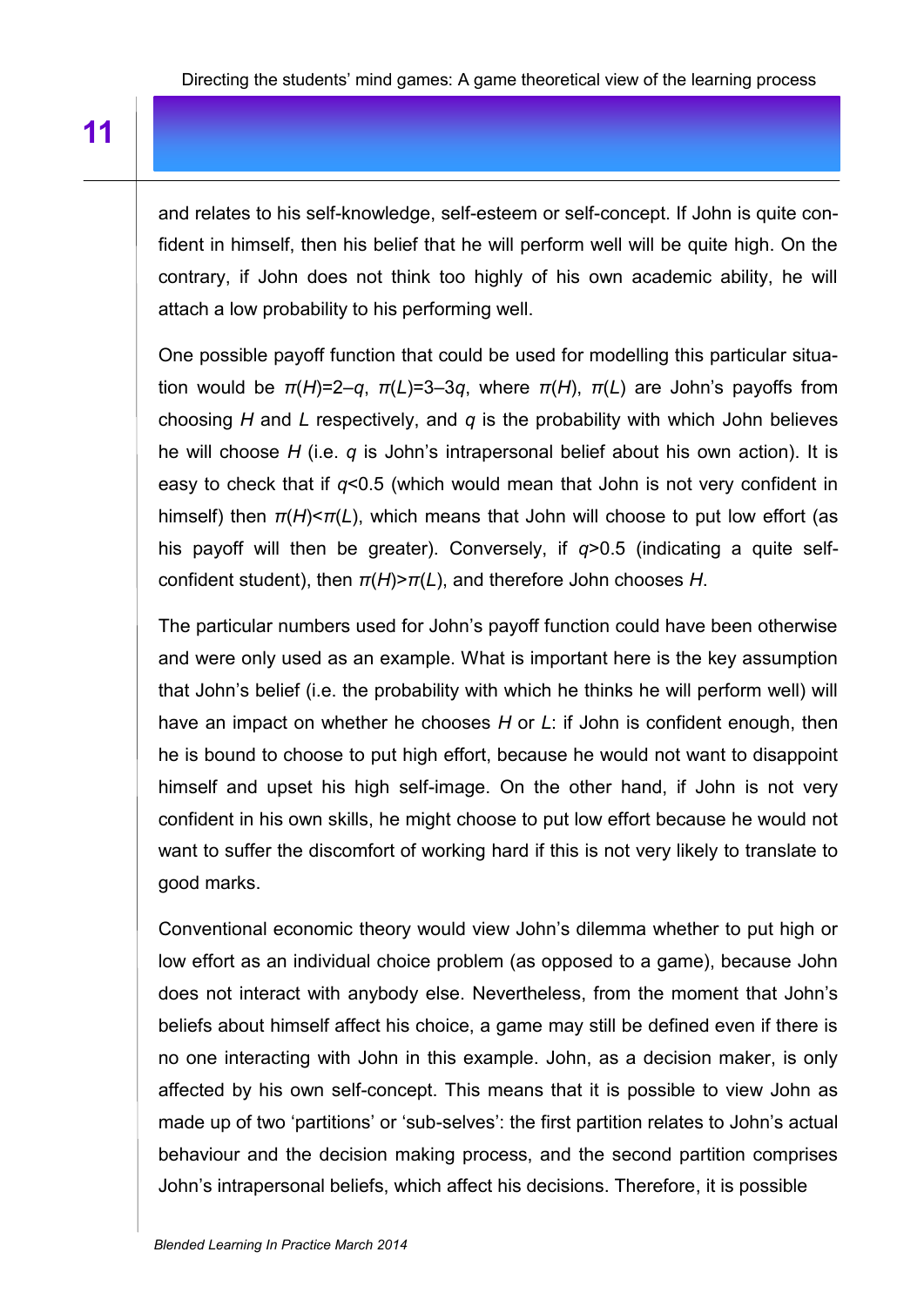and relates to his self-knowledge, self-esteem or self-concept. If John is quite confident in himself, then his belief that he will perform well will be quite high. On the contrary, if John does not think too highly of his own academic ability, he will attach a low probability to his performing well.

One possible payoff function that could be used for modelling this particular situation would be $\pi(H)=2-q$, $\pi(L)=3-3q$, where $\pi(H)$, $\pi(L)$ are John's payoffs from choosing $H$ and $L$ respectively, and $q$ is the probability with which John believes he will choose $H$ (i.e. $q$ is John's intrapersonal belief about his own action). It is easy to check that if $q<0.5$ (which would mean that John is not very confident in himself) then $\pi(H)<\pi(L)$, which means that John will choose to put low effort (as his payoff will then be greater). Conversely, if $q>0.5$ (indicating a quite self-confident student), then $\pi(H)>\pi(L)$, and therefore John chooses $H$.

The particular numbers used for John's payoff function could have been otherwise and were only used as an example. What is important here is the key assumption that John's belief (i.e. the probability with which he thinks he will perform well) will have an impact on whether he chooses $H$ or $L$: if John is confident enough, then he is bound to choose to put high effort, because he would not want to disappoint himself and upset his high self-image. On the other hand, if John is not very confident in his own skills, he might choose to put low effort because he would not want to suffer the discomfort of working hard if this is not very likely to translate to good marks.

Conventional economic theory would view John's dilemma whether to put high or low effort as an individual choice problem (as opposed to a game), because John does not interact with anybody else. Nevertheless, from the moment that John's beliefs about himself affect his choice, a game may still be defined even if there is no one interacting with John in this example. John, as a decision maker, is only affected by his own self-concept. This means that it is possible to view John as made up of two 'partitions' or 'sub-selves': the first partition relates to John's actual behaviour and the decision making process, and the second partition comprises John's intrapersonal beliefs, which affect his decisions. Therefore, it is possible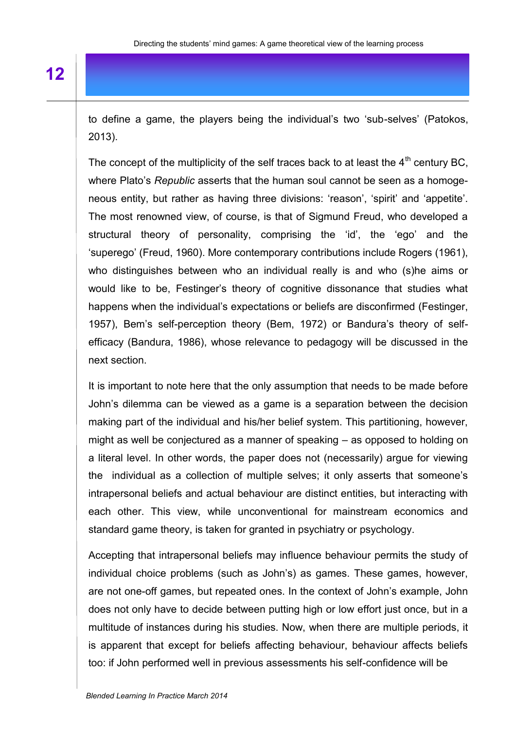to define a game, the players being the individual's two 'sub-selves' (Patokos, 2013).

The concept of the multiplicity of the self traces back to at least the 4$^{th}$ century BC, where Plato's *Republic* asserts that the human soul cannot be seen as a homogeneous entity, but rather as having three divisions: 'reason', 'spirit' and 'appetite'. The most renowned view, of course, is that of Sigmund Freud, who developed a structural theory of personality, comprising the 'id', the 'ego' and the 'superego' (Freud, 1960). More contemporary contributions include Rogers (1961), who distinguishes between who an individual really is and who (s)he aims or would like to be, Festinger's theory of cognitive dissonance that studies what happens when the individual's expectations or beliefs are disconfirmed (Festinger, 1957), Bem's self-perception theory (Bem, 1972) or Bandura's theory of self-efficacy (Bandura, 1986), whose relevance to pedagogy will be discussed in the next section.

It is important to note here that the only assumption that needs to be made before John's dilemma can be viewed as a game is a separation between the decision making part of the individual and his/her belief system. This partitioning, however, might as well be conjectured as a manner of speaking – as opposed to holding on a literal level. In other words, the paper does not (necessarily) argue for viewing the individual as a collection of multiple selves; it only asserts that someone's intrapersonal beliefs and actual behaviour are distinct entities, but interacting with each other. This view, while unconventional for mainstream economics and standard game theory, is taken for granted in psychiatry or psychology.

Accepting that intrapersonal beliefs may influence behaviour permits the study of individual choice problems (such as John's) as games. These games, however, are not one-off games, but repeated ones. In the context of John's example, John does not only have to decide between putting high or low effort just once, but in a multitude of instances during his studies. Now, when there are multiple periods, it is apparent that except for beliefs affecting behaviour, behaviour affects beliefs too: if John performed well in previous assessments his self-confidence will be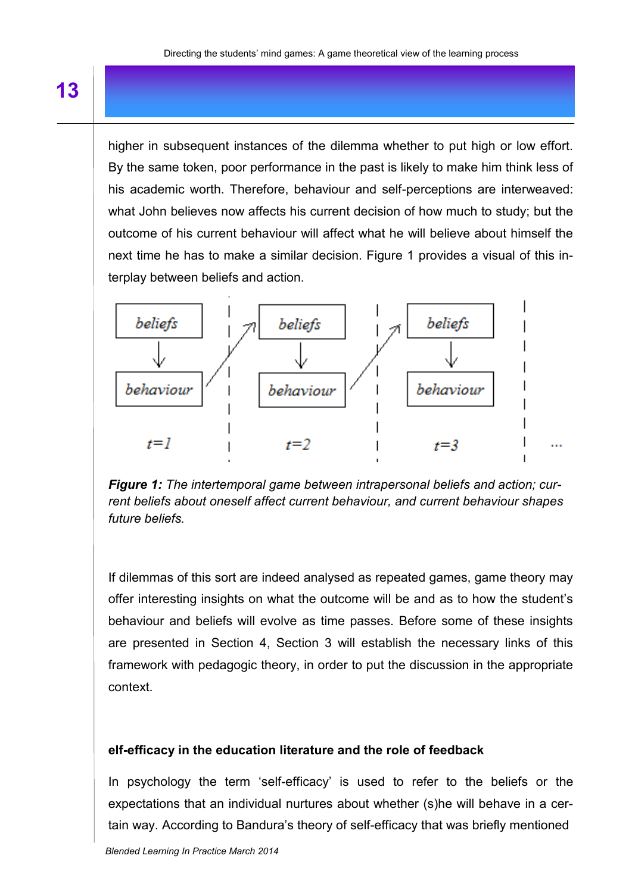higher in subsequent instances of the dilemma whether to put high or low effort. By the same token, poor performance in the past is likely to make him think less of his academic worth. Therefore, behaviour and self-perceptions are interweaved: what John believes now affects his current decision of how much to study; but the outcome of his current behaviour will affect what he will believe about himself the next time he has to make a similar decision. Figure 1 provides a visual of this interplay between beliefs and action.

***Figure 1:*** *The intertemporal game between intrapersonal beliefs and action; current beliefs about oneself affect current behaviour, and current behaviour shapes future beliefs.*

If dilemmas of this sort are indeed analysed as repeated games, game theory may offer interesting insights on what the outcome will be and as to how the student's behaviour and beliefs will evolve as time passes. Before some of these insights are presented in Section 4, Section 3 will establish the necessary links of this framework with pedagogic theory, in order to put the discussion in the appropriate context.

### elf-efficacy in the education literature and the role of feedback

In psychology the term 'self-efficacy' is used to refer to the beliefs or the expectations that an individual nurtures about whether (s)he will behave in a certain way. According to Bandura's theory of self-efficacy that was briefly mentioned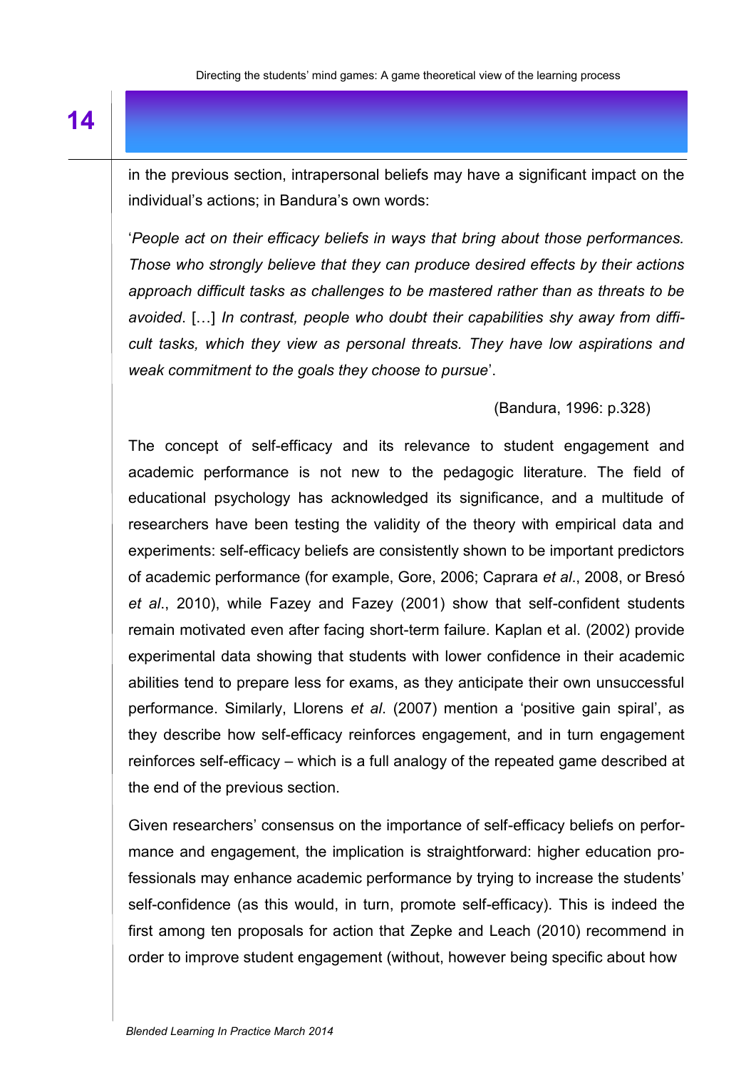in the previous section, intrapersonal beliefs may have a significant impact on the individual's actions; in Bandura's own words:

'*People act on their efficacy beliefs in ways that bring about those performances. Those who strongly believe that they can produce desired effects by their actions approach difficult tasks as challenges to be mastered rather than as threats to be avoided*. […] *In contrast, people who doubt their capabilities shy away from difficult tasks, which they view as personal threats. They have low aspirations and weak commitment to the goals they choose to pursue*'.

(Bandura, 1996: p.328)

The concept of self-efficacy and its relevance to student engagement and academic performance is not new to the pedagogic literature. The field of educational psychology has acknowledged its significance, and a multitude of researchers have been testing the validity of the theory with empirical data and experiments: self-efficacy beliefs are consistently shown to be important predictors of academic performance (for example, Gore, 2006; Caprara *et al*., 2008, or Bresó *et al*., 2010), while Fazey and Fazey (2001) show that self-confident students remain motivated even after facing short-term failure. Kaplan et al. (2002) provide experimental data showing that students with lower confidence in their academic abilities tend to prepare less for exams, as they anticipate their own unsuccessful performance. Similarly, Llorens *et al*. (2007) mention a 'positive gain spiral', as they describe how self-efficacy reinforces engagement, and in turn engagement reinforces self-efficacy – which is a full analogy of the repeated game described at the end of the previous section.

Given researchers' consensus on the importance of self-efficacy beliefs on performance and engagement, the implication is straightforward: higher education professionals may enhance academic performance by trying to increase the students' self-confidence (as this would, in turn, promote self-efficacy). This is indeed the first among ten proposals for action that Zepke and Leach (2010) recommend in order to improve student engagement (without, however being specific about how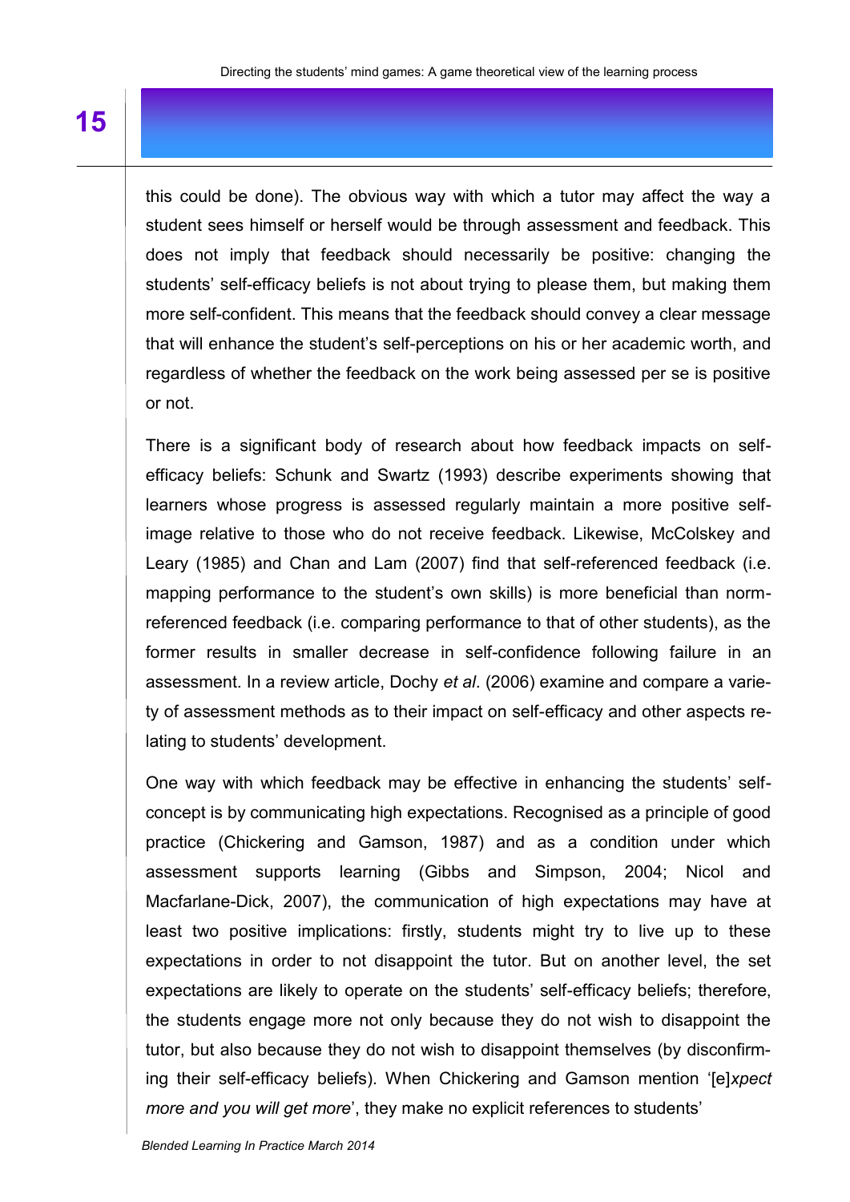this could be done). The obvious way with which a tutor may affect the way a student sees himself or herself would be through assessment and feedback. This does not imply that feedback should necessarily be positive: changing the students' self-efficacy beliefs is not about trying to please them, but making them more self-confident. This means that the feedback should convey a clear message that will enhance the student's self-perceptions on his or her academic worth, and regardless of whether the feedback on the work being assessed per se is positive or not.

There is a significant body of research about how feedback impacts on self-efficacy beliefs: Schunk and Swartz (1993) describe experiments showing that learners whose progress is assessed regularly maintain a more positive self-image relative to those who do not receive feedback. Likewise, McColskey and Leary (1985) and Chan and Lam (2007) find that self-referenced feedback (i.e. mapping performance to the student's own skills) is more beneficial than norm-referenced feedback (i.e. comparing performance to that of other students), as the former results in smaller decrease in self-confidence following failure in an assessment. In a review article, Dochy *et al*. (2006) examine and compare a variety of assessment methods as to their impact on self-efficacy and other aspects relating to students' development.

One way with which feedback may be effective in enhancing the students' self-concept is by communicating high expectations. Recognised as a principle of good practice (Chickering and Gamson, 1987) and as a condition under which assessment supports learning (Gibbs and Simpson, 2004; Nicol and Macfarlane-Dick, 2007), the communication of high expectations may have at least two positive implications: firstly, students might try to live up to these expectations in order to not disappoint the tutor. But on another level, the set expectations are likely to operate on the students' self-efficacy beliefs; therefore, the students engage more not only because they do not wish to disappoint the tutor, but also because they do not wish to disappoint themselves (by disconfirming their self-efficacy beliefs). When Chickering and Gamson mention '[e]*xpect more and you will get more*', they make no explicit references to students'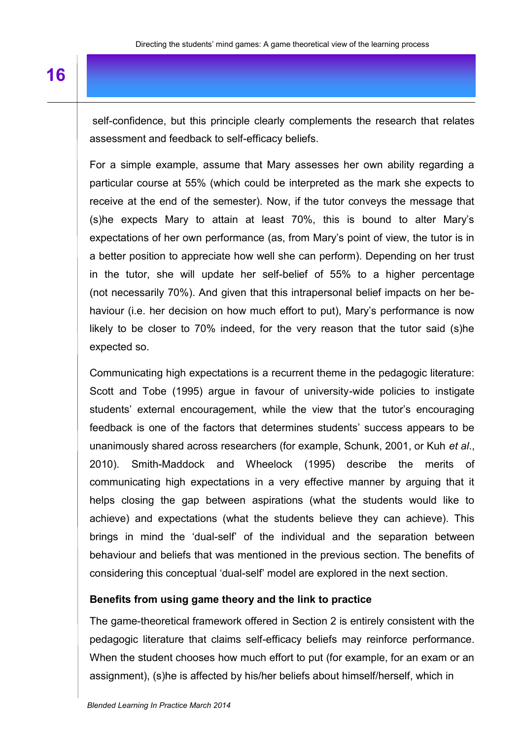self-confidence, but this principle clearly complements the research that relates assessment and feedback to self-efficacy beliefs.

For a simple example, assume that Mary assesses her own ability regarding a particular course at 55% (which could be interpreted as the mark she expects to receive at the end of the semester). Now, if the tutor conveys the message that (s)he expects Mary to attain at least 70%, this is bound to alter Mary's expectations of her own performance (as, from Mary's point of view, the tutor is in a better position to appreciate how well she can perform). Depending on her trust in the tutor, she will update her self-belief of 55% to a higher percentage (not necessarily 70%). And given that this intrapersonal belief impacts on her behaviour (i.e. her decision on how much effort to put), Mary's performance is now likely to be closer to 70% indeed, for the very reason that the tutor said (s)he expected so.

Communicating high expectations is a recurrent theme in the pedagogic literature: Scott and Tobe (1995) argue in favour of university-wide policies to instigate students' external encouragement, while the view that the tutor's encouraging feedback is one of the factors that determines students' success appears to be unanimously shared across researchers (for example, Schunk, 2001, or Kuh *et al.*, 2010). Smith-Maddock and Wheelock (1995) describe the merits of communicating high expectations in a very effective manner by arguing that it helps closing the gap between aspirations (what the students would like to achieve) and expectations (what the students believe they can achieve). This brings in mind the 'dual-self' of the individual and the separation between behaviour and beliefs that was mentioned in the previous section. The benefits of considering this conceptual 'dual-self' model are explored in the next section.

**Benefits from using game theory and the link to practice**

The game-theoretical framework offered in Section 2 is entirely consistent with the pedagogic literature that claims self-efficacy beliefs may reinforce performance. When the student chooses how much effort to put (for example, for an exam or an assignment), (s)he is affected by his/her beliefs about himself/herself, which in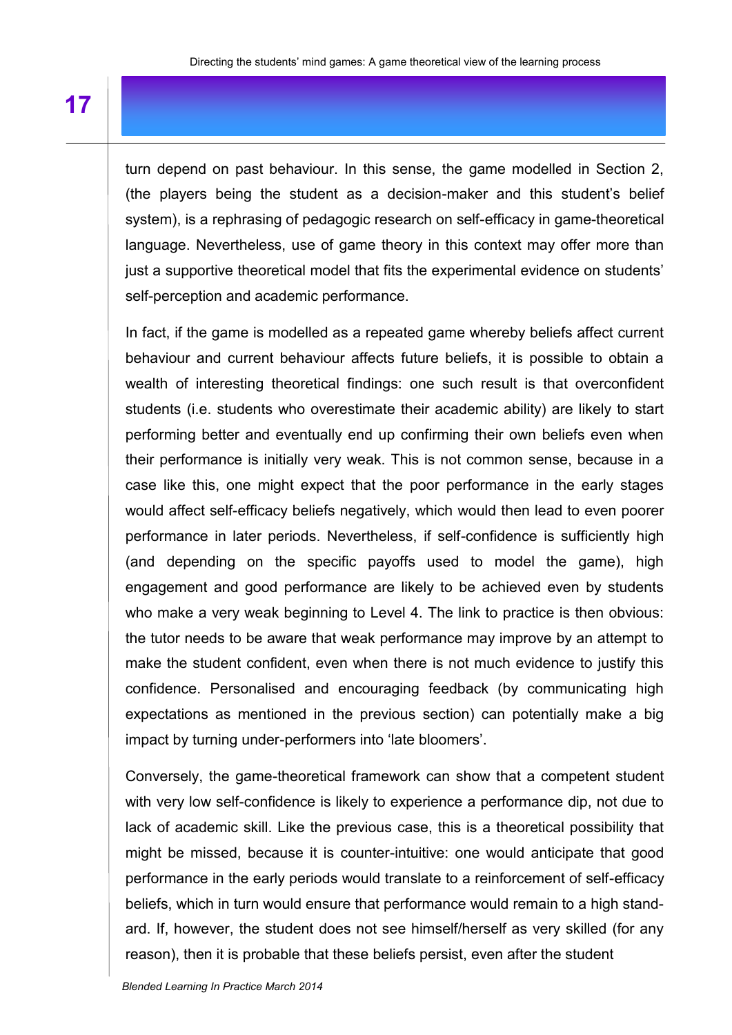turn depend on past behaviour. In this sense, the game modelled in Section 2, (the players being the student as a decision-maker and this student's belief system), is a rephrasing of pedagogic research on self-efficacy in game-theoretical language. Nevertheless, use of game theory in this context may offer more than just a supportive theoretical model that fits the experimental evidence on students' self-perception and academic performance.

In fact, if the game is modelled as a repeated game whereby beliefs affect current behaviour and current behaviour affects future beliefs, it is possible to obtain a wealth of interesting theoretical findings: one such result is that overconfident students (i.e. students who overestimate their academic ability) are likely to start performing better and eventually end up confirming their own beliefs even when their performance is initially very weak. This is not common sense, because in a case like this, one might expect that the poor performance in the early stages would affect self-efficacy beliefs negatively, which would then lead to even poorer performance in later periods. Nevertheless, if self-confidence is sufficiently high (and depending on the specific payoffs used to model the game), high engagement and good performance are likely to be achieved even by students who make a very weak beginning to Level 4. The link to practice is then obvious: the tutor needs to be aware that weak performance may improve by an attempt to make the student confident, even when there is not much evidence to justify this confidence. Personalised and encouraging feedback (by communicating high expectations as mentioned in the previous section) can potentially make a big impact by turning under-performers into 'late bloomers'.

Conversely, the game-theoretical framework can show that a competent student with very low self-confidence is likely to experience a performance dip, not due to lack of academic skill. Like the previous case, this is a theoretical possibility that might be missed, because it is counter-intuitive: one would anticipate that good performance in the early periods would translate to a reinforcement of self-efficacy beliefs, which in turn would ensure that performance would remain to a high standard. If, however, the student does not see himself/herself as very skilled (for any reason), then it is probable that these beliefs persist, even after the student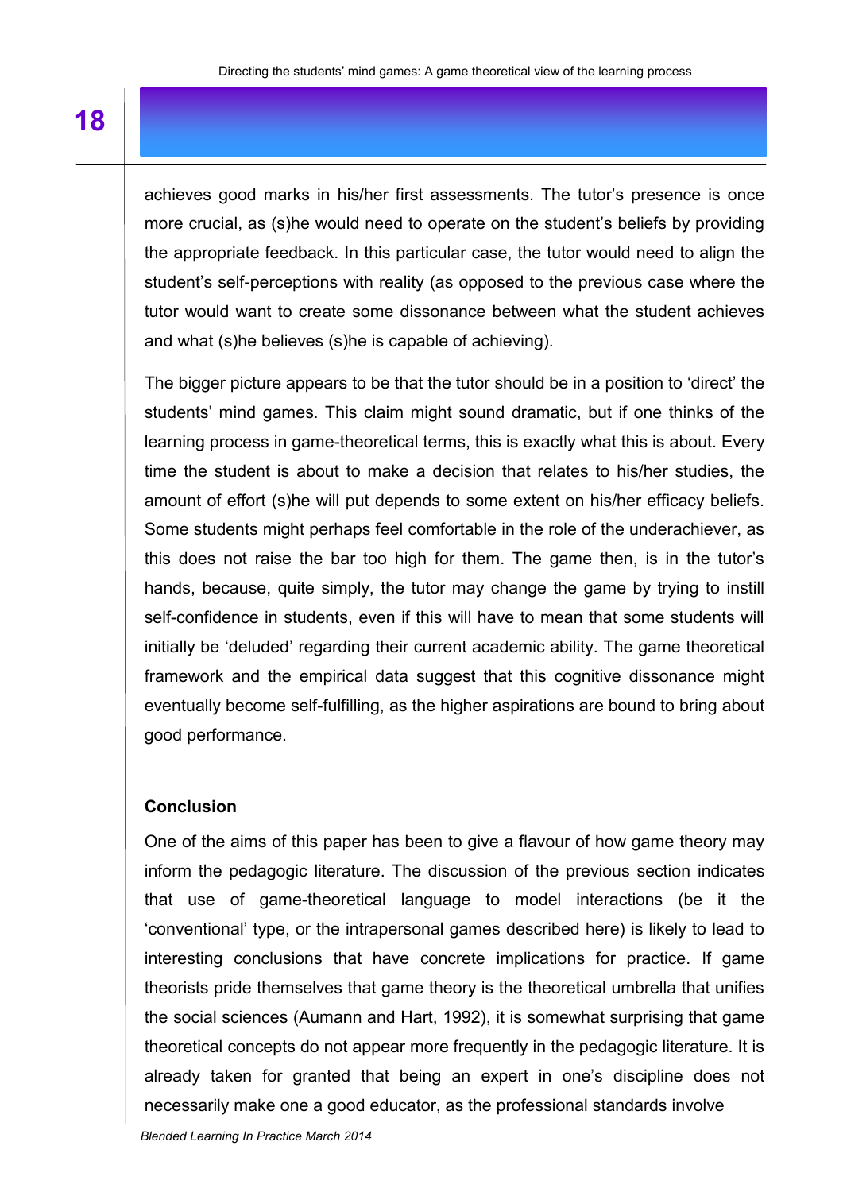achieves good marks in his/her first assessments. The tutor's presence is once more crucial, as (s)he would need to operate on the student's beliefs by providing the appropriate feedback. In this particular case, the tutor would need to align the student's self-perceptions with reality (as opposed to the previous case where the tutor would want to create some dissonance between what the student achieves and what (s)he believes (s)he is capable of achieving).

The bigger picture appears to be that the tutor should be in a position to 'direct' the students' mind games. This claim might sound dramatic, but if one thinks of the learning process in game-theoretical terms, this is exactly what this is about. Every time the student is about to make a decision that relates to his/her studies, the amount of effort (s)he will put depends to some extent on his/her efficacy beliefs. Some students might perhaps feel comfortable in the role of the underachiever, as this does not raise the bar too high for them. The game then, is in the tutor's hands, because, quite simply, the tutor may change the game by trying to instill self-confidence in students, even if this will have to mean that some students will initially be 'deluded' regarding their current academic ability. The game theoretical framework and the empirical data suggest that this cognitive dissonance might eventually become self-fulfilling, as the higher aspirations are bound to bring about good performance.

## Conclusion

One of the aims of this paper has been to give a flavour of how game theory may inform the pedagogic literature. The discussion of the previous section indicates that use of game-theoretical language to model interactions (be it the 'conventional' type, or the intrapersonal games described here) is likely to lead to interesting conclusions that have concrete implications for practice. If game theorists pride themselves that game theory is the theoretical umbrella that unifies the social sciences (Aumann and Hart, 1992), it is somewhat surprising that game theoretical concepts do not appear more frequently in the pedagogic literature. It is already taken for granted that being an expert in one's discipline does not necessarily make one a good educator, as the professional standards involve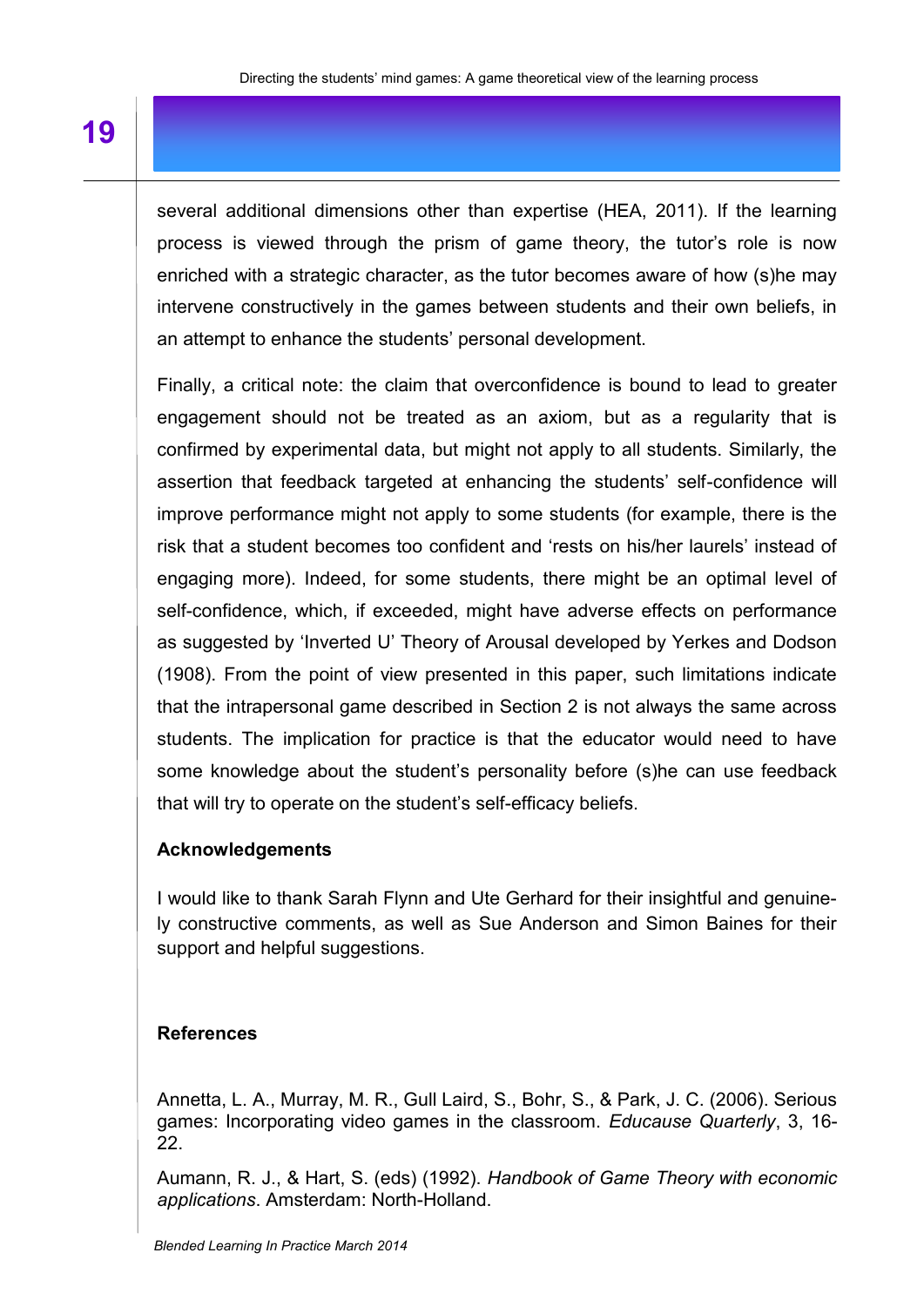several additional dimensions other than expertise (HEA, 2011). If the learning process is viewed through the prism of game theory, the tutor's role is now enriched with a strategic character, as the tutor becomes aware of how (s)he may intervene constructively in the games between students and their own beliefs, in an attempt to enhance the students' personal development.

Finally, a critical note: the claim that overconfidence is bound to lead to greater engagement should not be treated as an axiom, but as a regularity that is confirmed by experimental data, but might not apply to all students. Similarly, the assertion that feedback targeted at enhancing the students' self-confidence will improve performance might not apply to some students (for example, there is the risk that a student becomes too confident and 'rests on his/her laurels' instead of engaging more). Indeed, for some students, there might be an optimal level of self-confidence, which, if exceeded, might have adverse effects on performance as suggested by 'Inverted U' Theory of Arousal developed by Yerkes and Dodson (1908). From the point of view presented in this paper, such limitations indicate that the intrapersonal game described in Section 2 is not always the same across students. The implication for practice is that the educator would need to have some knowledge about the student's personality before (s)he can use feedback that will try to operate on the student's self-efficacy beliefs.

## Acknowledgements

I would like to thank Sarah Flynn and Ute Gerhard for their insightful and genuinely constructive comments, as well as Sue Anderson and Simon Baines for their support and helpful suggestions.

## References

Annetta, L. A., Murray, M. R., Gull Laird, S., Bohr, S., & Park, J. C. (2006). Serious games: Incorporating video games in the classroom. *Educause Quarterly*, 3, 16-22.

Aumann, R. J., & Hart, S. (eds) (1992). *Handbook of Game Theory with economic applications*. Amsterdam: North-Holland.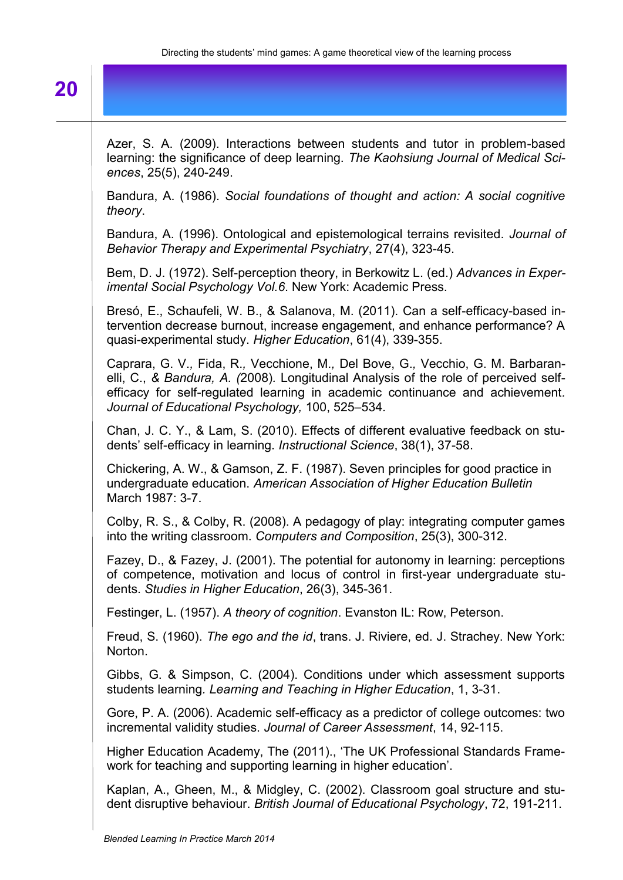Azer, S. A. (2009). Interactions between students and tutor in problem-based learning: the significance of deep learning. *The Kaohsiung Journal of Medical Sciences*, 25(5), 240-249.

Bandura, A. (1986). *Social foundations of thought and action: A social cognitive theory*.

Bandura, A. (1996). Ontological and epistemological terrains revisited. *Journal of Behavior Therapy and Experimental Psychiatry*, 27(4), 323-45.

Bem, D. J. (1972). Self-perception theory, in Berkowitz L. (ed.) *Advances in Experimental Social Psychology Vol.6*. New York: Academic Press.

Bresó, E., Schaufeli, W. B., & Salanova, M. (2011). Can a self-efficacy-based intervention decrease burnout, increase engagement, and enhance performance? A quasi-experimental study. *Higher Education*, 61(4), 339-355.

Caprara, G. V., Fida, R., Vecchione, M., Del Bove, G., Vecchio, G. M. Barbaranelli, C., & *Bandura, A. (*2008). Longitudinal Analysis of the role of perceived self-efficacy for self-regulated learning in academic continuance and achievement. *Journal of Educational Psychology,* 100, 525–534.

Chan, J. C. Y., & Lam, S. (2010). Effects of different evaluative feedback on students' self-efficacy in learning. *Instructional Science*, 38(1), 37-58.

Chickering, A. W., & Gamson, Z. F. (1987). Seven principles for good practice in undergraduate education. *American Association of Higher Education Bulletin* March 1987: 3-7.

Colby, R. S., & Colby, R. (2008). A pedagogy of play: integrating computer games into the writing classroom. *Computers and Composition*, 25(3), 300-312.

Fazey, D., & Fazey, J. (2001). The potential for autonomy in learning: perceptions of competence, motivation and locus of control in first-year undergraduate students. *Studies in Higher Education*, 26(3), 345-361.

Festinger, L. (1957). *A theory of cognition*. Evanston IL: Row, Peterson.

Freud, S. (1960). *The ego and the id*, trans. J. Riviere, ed. J. Strachey. New York: Norton.

Gibbs, G. & Simpson, C. (2004). Conditions under which assessment supports students learning. *Learning and Teaching in Higher Education*, 1, 3-31.

Gore, P. A. (2006). Academic self-efficacy as a predictor of college outcomes: two incremental validity studies. *Journal of Career Assessment*, 14, 92-115.

Higher Education Academy, The (2011)., 'The UK Professional Standards Framework for teaching and supporting learning in higher education'.

Kaplan, A., Gheen, M., & Midgley, C. (2002). Classroom goal structure and student disruptive behaviour. *British Journal of Educational Psychology*, 72, 191-211.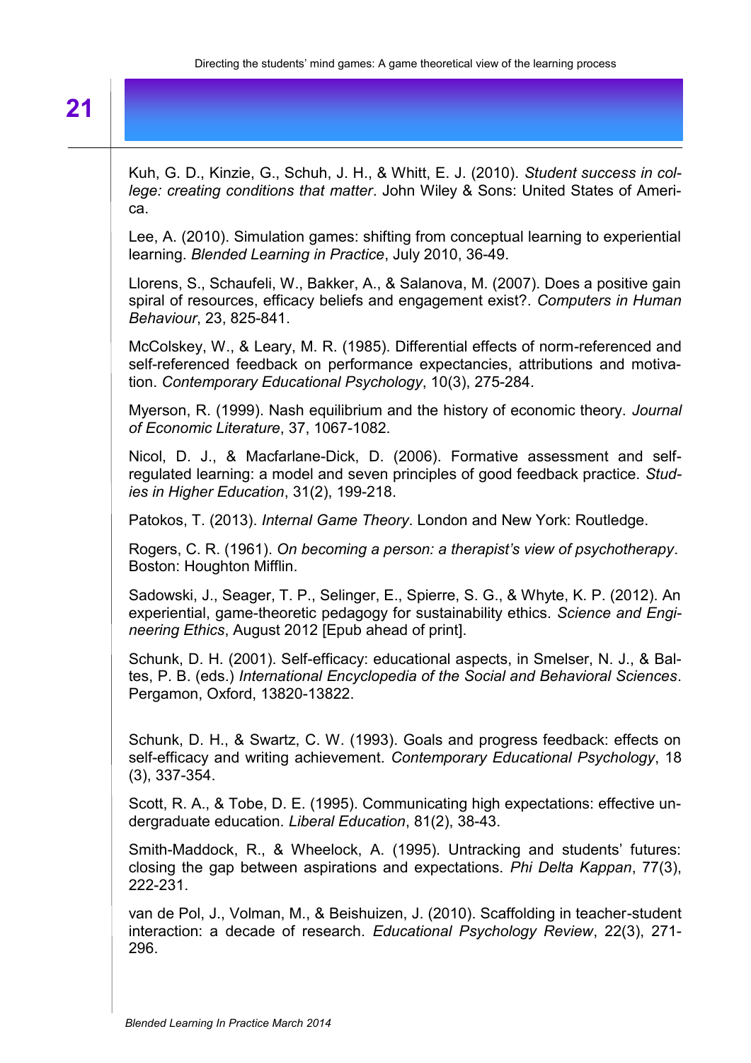Kuh, G. D., Kinzie, G., Schuh, J. H., & Whitt, E. J. (2010). *Student success in college: creating conditions that matter*. John Wiley & Sons: United States of America.

Lee, A. (2010). Simulation games: shifting from conceptual learning to experiential learning. *Blended Learning in Practice*, July 2010, 36-49.

Llorens, S., Schaufeli, W., Bakker, A., & Salanova, M. (2007). Does a positive gain spiral of resources, efficacy beliefs and engagement exist?. *Computers in Human Behaviour*, 23, 825-841.

McColskey, W., & Leary, M. R. (1985). Differential effects of norm-referenced and self-referenced feedback on performance expectancies, attributions and motivation. *Contemporary Educational Psychology*, 10(3), 275-284.

Myerson, R. (1999). Nash equilibrium and the history of economic theory. *Journal of Economic Literature*, 37, 1067-1082.

Nicol, D. J., & Macfarlane-Dick, D. (2006). Formative assessment and self-regulated learning: a model and seven principles of good feedback practice. *Studies in Higher Education*, 31(2), 199-218.

Patokos, T. (2013). *Internal Game Theory*. London and New York: Routledge.

Rogers, C. R. (1961). *On becoming a person: a therapist's view of psychotherapy*. Boston: Houghton Mifflin.

Sadowski, J., Seager, T. P., Selinger, E., Spierre, S. G., & Whyte, K. P. (2012). An experiential, game-theoretic pedagogy for sustainability ethics. *Science and Engineering Ethics*, August 2012 [Epub ahead of print].

Schunk, D. H. (2001). Self-efficacy: educational aspects, in Smelser, N. J., & Baltes, P. B. (eds.) *International Encyclopedia of the Social and Behavioral Sciences*. Pergamon, Oxford, 13820-13822.

Schunk, D. H., & Swartz, C. W. (1993). Goals and progress feedback: effects on self-efficacy and writing achievement. *Contemporary Educational Psychology*, 18 (3), 337-354.

Scott, R. A., & Tobe, D. E. (1995). Communicating high expectations: effective undergraduate education. *Liberal Education*, 81(2), 38-43.

Smith-Maddock, R., & Wheelock, A. (1995). Untracking and students' futures: closing the gap between aspirations and expectations. *Phi Delta Kappan*, 77(3), 222-231.

van de Pol, J., Volman, M., & Beishuizen, J. (2010). Scaffolding in teacher-student interaction: a decade of research. *Educational Psychology Review*, 22(3), 271-296.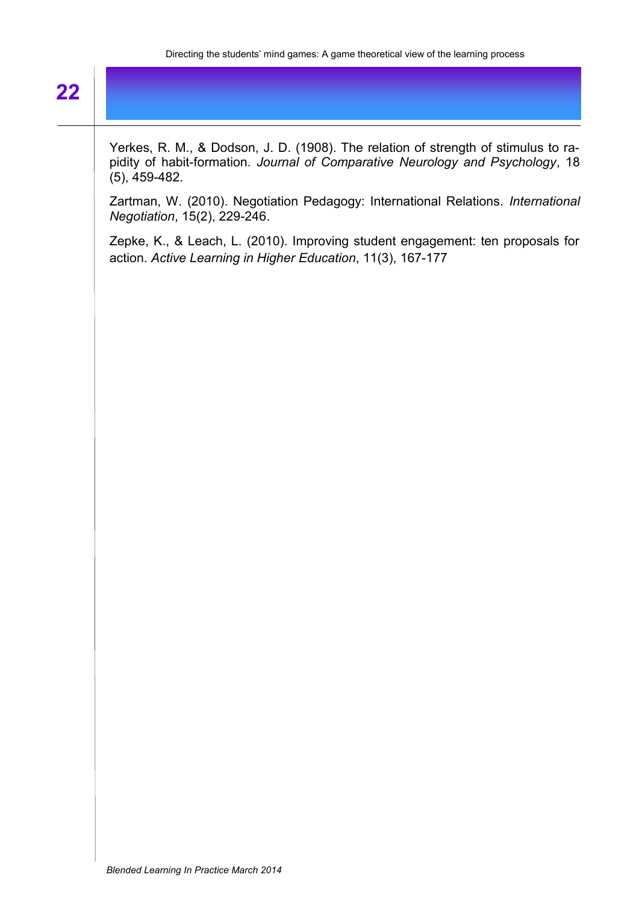Yerkes, R. M., & Dodson, J. D. (1908). The relation of strength of stimulus to rapidity of habit-formation. *Journal of Comparative Neurology and Psychology*, 18 (5), 459-482.

Zartman, W. (2010). Negotiation Pedagogy: International Relations. *International Negotiation*, 15(2), 229-246.

Zepke, K., & Leach, L. (2010). Improving student engagement: ten proposals for action. *Active Learning in Higher Education*, 11(3), 167-177